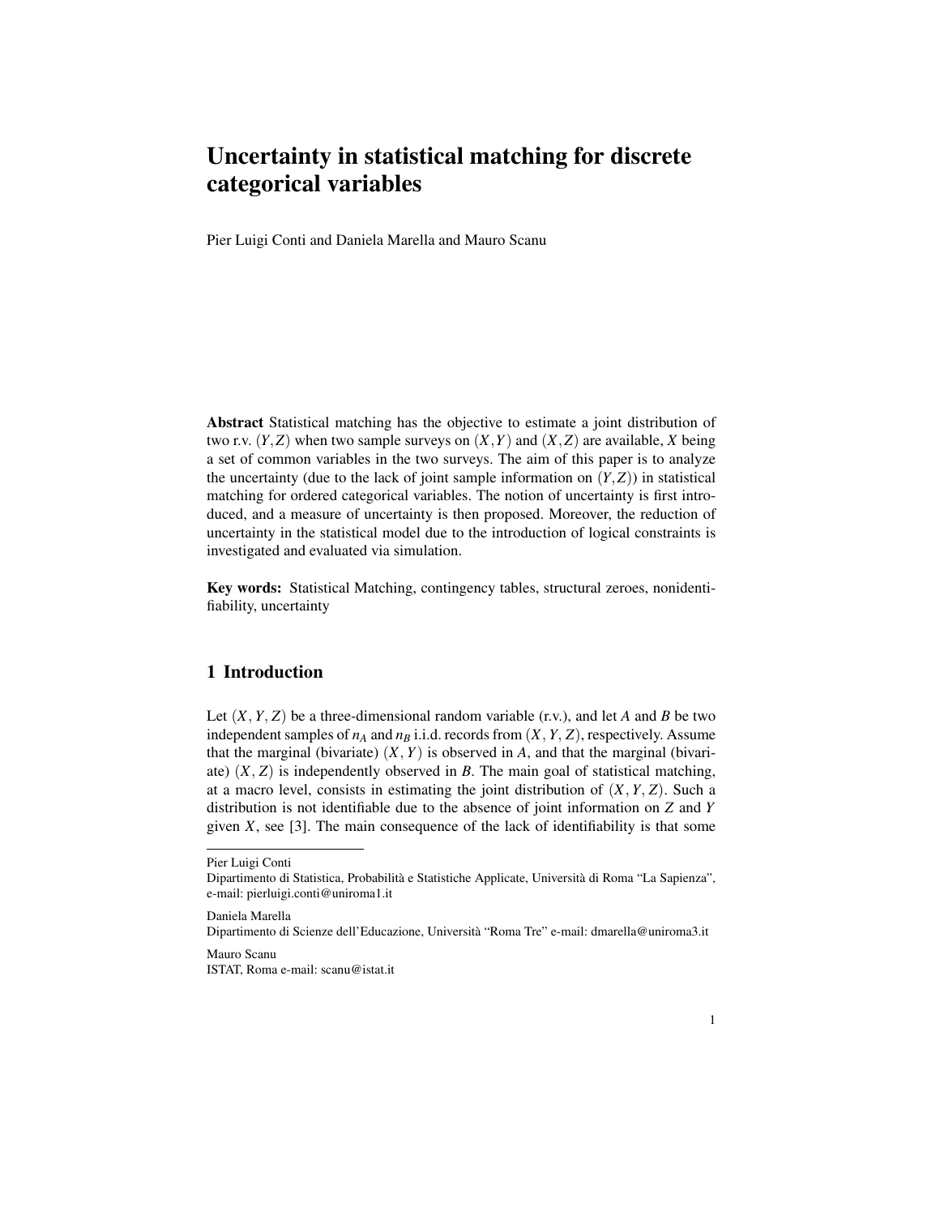# Uncertainty in statistical matching for discrete categorical variables

Pier Luigi Conti and Daniela Marella and Mauro Scanu

**Abstract** Statistical matching has the objective to estimate a joint distribution of two r.v. $(Y,Z)$ when two sample surveys on $(X,Y)$ and $(X,Z)$ are available, $X$ being a set of common variables in the two surveys. The aim of this paper is to analyze the uncertainty (due to the lack of joint sample information on $(Y,Z)$) in statistical matching for ordered categorical variables. The notion of uncertainty is first introduced, and a measure of uncertainty is then proposed. Moreover, the reduction of uncertainty in the statistical model due to the introduction of logical constraints is investigated and evaluated via simulation.

**Key words:** Statistical Matching, contingency tables, structural zeroes, nonidentifiability, uncertainty

## 1 Introduction

Let $(X, Y, Z)$ be a three-dimensional random variable (r.v.), and let $A$ and $B$ be two independent samples of $n_A$ and $n_B$ i.i.d. records from $(X, Y, Z)$, respectively. Assume that the marginal (bivariate) $(X, Y)$ is observed in $A$, and that the marginal (bivariate) $(X, Z)$ is independently observed in $B$. The main goal of statistical matching, at a macro level, consists in estimating the joint distribution of $(X, Y, Z)$. Such a distribution is not identifiable due to the absence of joint information on $Z$ and $Y$ given $X$, see [3]. The main consequence of the lack of identifiability is that some

---

Pier Luigi Conti
Dipartimento di Statistica, Probabilità e Statistiche Applicate, Università di Roma "La Sapienza", e-mail: pierluigi.conti@uniroma1.it

Daniela Marella
Dipartimento di Scienze dell'Educazione, Università "Roma Tre" e-mail: dmarella@uniroma3.it

Mauro Scanu
ISTAT, Roma e-mail: scanu@istat.it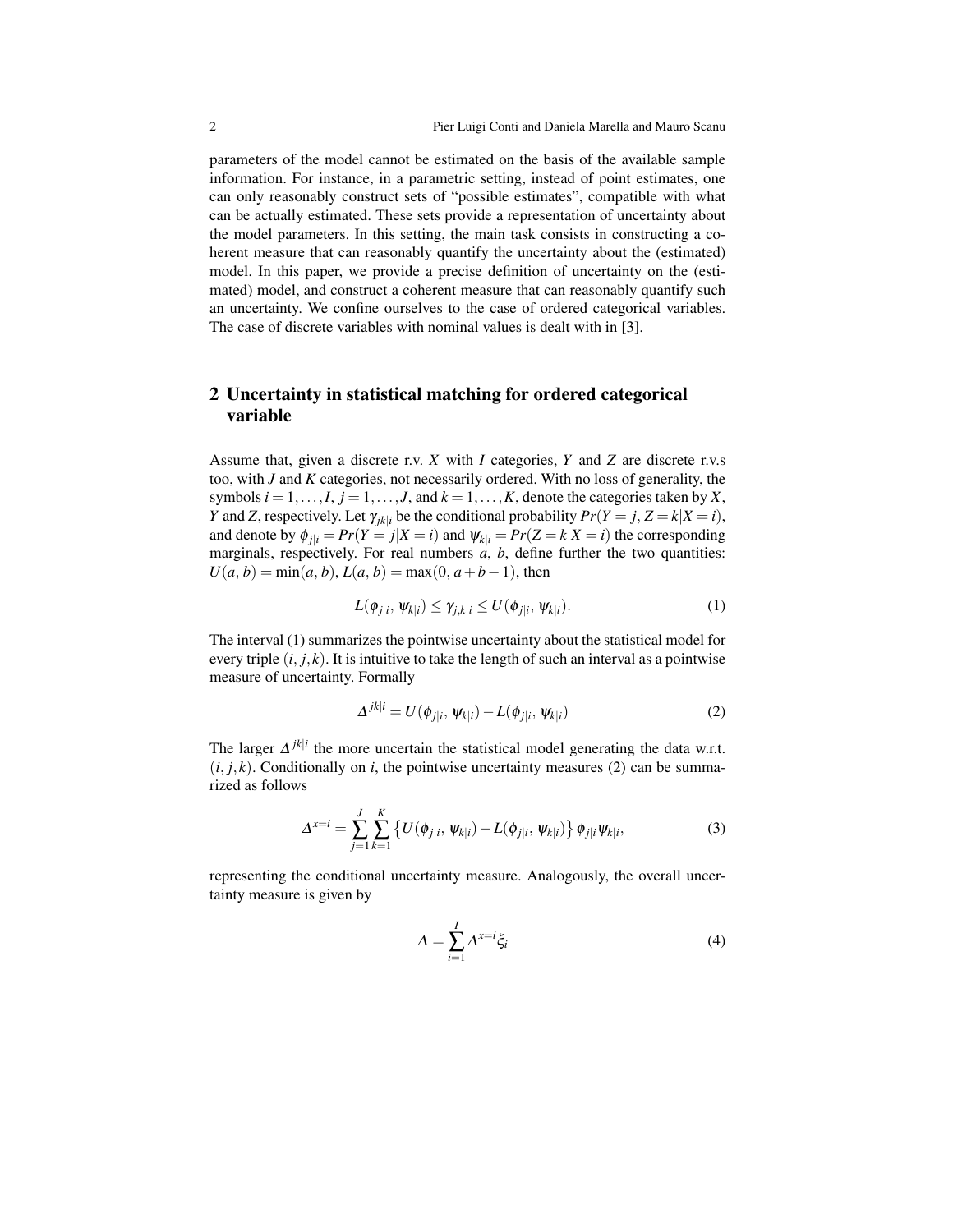parameters of the model cannot be estimated on the basis of the available sample information. For instance, in a parametric setting, instead of point estimates, one can only reasonably construct sets of "possible estimates", compatible with what can be actually estimated. These sets provide a representation of uncertainty about the model parameters. In this setting, the main task consists in constructing a coherent measure that can reasonably quantify the uncertainty about the (estimated) model. In this paper, we provide a precise definition of uncertainty on the (estimated) model, and construct a coherent measure that can reasonably quantify such an uncertainty. We confine ourselves to the case of ordered categorical variables. The case of discrete variables with nominal values is dealt with in [3].

## 2 Uncertainty in statistical matching for ordered categorical variable

Assume that, given a discrete r.v. $X$ with $I$ categories, $Y$ and $Z$ are discrete r.v.s too, with $J$ and $K$ categories, not necessarily ordered. With no loss of generality, the symbols $i = 1, \dots, I$, $j = 1, \dots, J$, and $k = 1, \dots, K$, denote the categories taken by $X$, $Y$ and $Z$, respectively. Let $\gamma_{jk|i}$ be the conditional probability $Pr(Y = j, Z = k | X = i)$, and denote by $\phi_{j|i} = Pr(Y = j | X = i)$ and $\psi_{k|i} = Pr(Z = k | X = i)$ the corresponding marginals, respectively. For real numbers $a$, $b$, define further the two quantities: $U(a, b) = \min(a, b)$, $L(a, b) = \max(0, a + b - 1)$, then

$$L(\phi_{j|i}, \psi_{k|i}) \leq \gamma_{j,k|i} \leq U(\phi_{j|i}, \psi_{k|i}). \tag{1}$$

The interval (1) summarizes the pointwise uncertainty about the statistical model for every triple $(i, j, k)$. It is intuitive to take the length of such an interval as a pointwise measure of uncertainty. Formally

$$\Delta^{jk|i} = U(\phi_{j|i}, \psi_{k|i}) - L(\phi_{j|i}, \psi_{k|i}) \tag{2}$$

The larger $\Delta^{jk|i}$ the more uncertain the statistical model generating the data w.r.t. $(i, j, k)$. Conditionally on $i$, the pointwise uncertainty measures (2) can be summarized as follows

$$\Delta^{x=i} = \sum_{j=1}^{J} \sum_{k=1}^{K} \left\{ U(\phi_{j|i}, \psi_{k|i}) - L(\phi_{j|i}, \psi_{k|i}) \right\} \phi_{j|i} \psi_{k|i}, \tag{3}$$

representing the conditional uncertainty measure. Analogously, the overall uncertainty measure is given by

$$\Delta = \sum_{i=1}^{I} \Delta^{x=i} \xi_i \tag{4}$$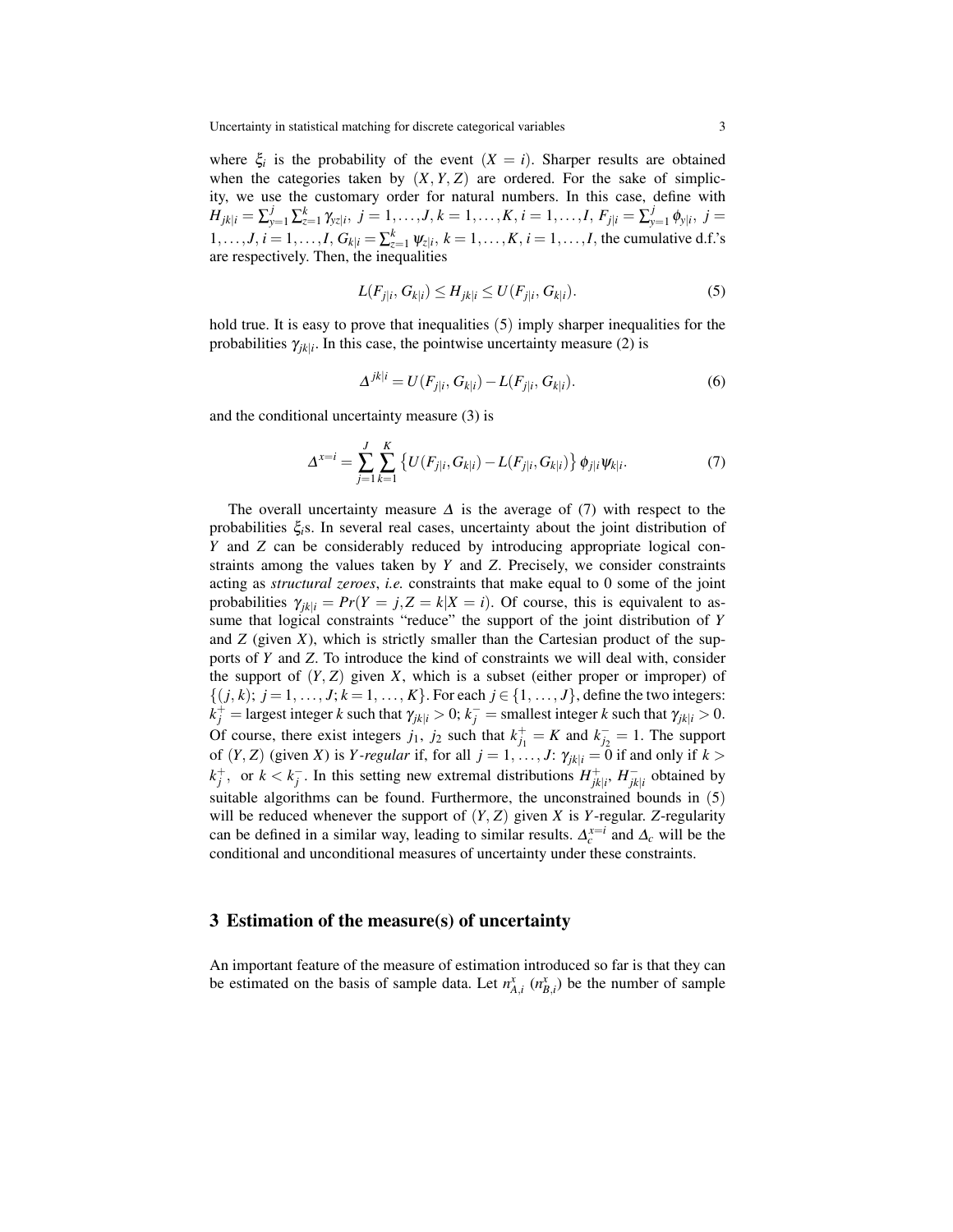where $\xi_i$ is the probability of the event $(X = i)$. Sharper results are obtained when the categories taken by $(X,Y,Z)$ are ordered. For the sake of simplicity, we use the customary order for natural numbers. In this case, define with $H_{jk|i} = \sum_{y=1}^{j}\sum_{z=1}^{k}\gamma_{yz|i},\ j = 1,\ldots,J, k = 1,\ldots,K, i = 1,\ldots,I,\ F_{j|i} = \sum_{y=1}^{j}\phi_{y|i},\ j = 1,\ldots,J, i = 1,\ldots,I,\ G_{k|i} = \sum_{z=1}^{k}\psi_{z|i},\ k = 1,\ldots,K, i = 1,\ldots,I$, the cumulative d.f.'s are respectively. Then, the inequalities

$$L(F_{j|i},\,G_{k|i}) \leq H_{jk|i} \leq U(F_{j|i},\,G_{k|i}). \tag{5}$$

hold true. It is easy to prove that inequalities (5) imply sharper inequalities for the probabilities $\gamma_{jk|i}$. In this case, the pointwise uncertainty measure (2) is

$$\Delta^{jk|i} = U(F_{j|i},\,G_{k|i}) - L(F_{j|i},\,G_{k|i}). \tag{6}$$

and the conditional uncertainty measure (3) is

$$\Delta^{x=i} = \sum_{j=1}^{J}\sum_{k=1}^{K}\left\{U(F_{j|i},G_{k|i}) - L(F_{j|i},G_{k|i})\right\}\phi_{j|i}\psi_{k|i}. \tag{7}$$

The overall uncertainty measure $\Delta$ is the average of (7) with respect to the probabilities $\xi_i$s. In several real cases, uncertainty about the joint distribution of $Y$ and $Z$ can be considerably reduced by introducing appropriate logical constraints among the values taken by $Y$ and $Z$. Precisely, we consider constraints acting as *structural zeroes*, *i.e.* constraints that make equal to 0 some of the joint probabilities $\gamma_{jk|i} = Pr(Y = j, Z = k|X = i)$. Of course, this is equivalent to assume that logical constraints "reduce" the support of the joint distribution of $Y$ and $Z$ (given $X$), which is strictly smaller than the Cartesian product of the supports of $Y$ and $Z$. To introduce the kind of constraints we will deal with, consider the support of $(Y,Z)$ given $X$, which is a subset (either proper or improper) of $\{(j,k);\ j = 1,\ldots,J; k = 1,\ldots,K\}$. For each $j \in \{1,\ldots,J\}$, define the two integers: $k_j^+ =$ largest integer $k$ such that $\gamma_{jk|i} > 0$; $k_j^- =$ smallest integer $k$ such that $\gamma_{jk|i} > 0$. Of course, there exist integers $j_1,\ j_2$ such that $k_{j_1}^+ = K$ and $k_{j_2}^- = 1$. The support of $(Y,Z)$ (given $X$) is *Y-regular* if, for all $j = 1,\ldots,J$: $\gamma_{jk|i} = 0$ if and only if $k > k_j^+$, or $k < k_j^-$. In this setting new extremal distributions $H_{jk|i}^+,\ H_{jk|i}^-$ obtained by suitable algorithms can be found. Furthermore, the unconstrained bounds in (5) will be reduced whenever the support of $(Y,Z)$ given $X$ is $Y$-regular. $Z$-regularity can be defined in a similar way, leading to similar results. $\Delta_c^{x=i}$ and $\Delta_c$ will be the conditional and unconditional measures of uncertainty under these constraints.

## 3 Estimation of the measure(s) of uncertainty

An important feature of the measure of estimation introduced so far is that they can be estimated on the basis of sample data. Let $n_{A,i}^x$ ($n_{B,i}^x$) be the number of sample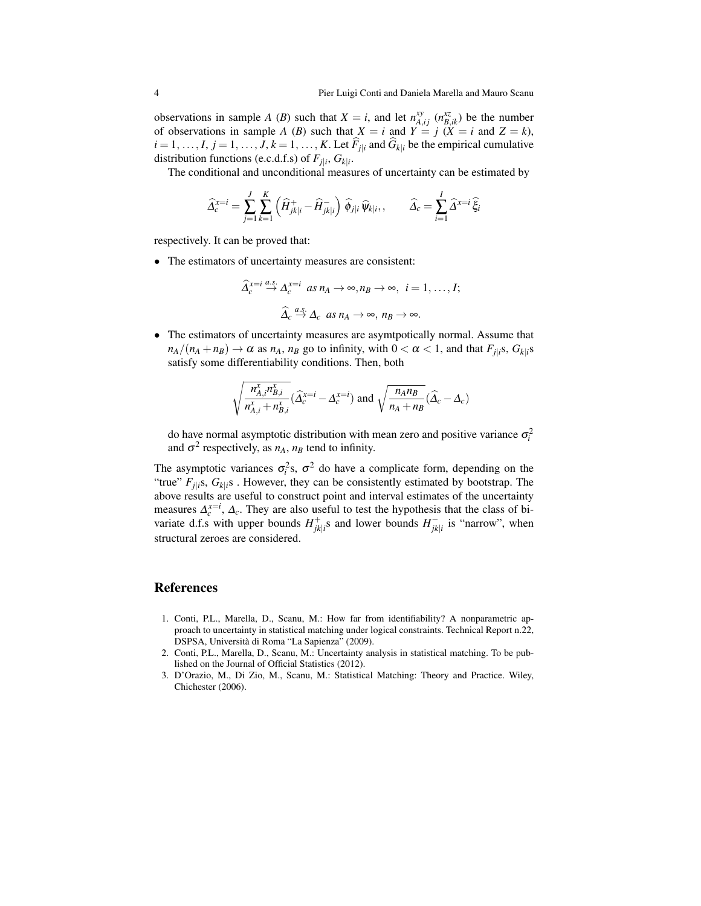observations in sample $A$ ($B$) such that $X = i$, and let $n^{xy}_{A,ij}$ ($n^{xz}_{B,ik}$) be the number of observations in sample $A$ ($B$) such that $X = i$ and $Y = j$ ($X = i$ and $Z = k$), $i = 1, \ldots, I$, $j = 1, \ldots, J$, $k = 1, \ldots, K$. Let $\widehat{F}_{j|i}$ and $\widehat{G}_{k|i}$ be the empirical cumulative distribution functions (e.c.d.f.s) of $F_{j|i}$, $G_{k|i}$.

The conditional and unconditional measures of uncertainty can be estimated by

$$\widehat{\Delta}^{x=i}_{c} = \sum_{j=1}^{J} \sum_{k=1}^{K} \left( \widehat{H}^{+}_{jk|i} - \widehat{H}^{-}_{jk|i} \right) \widehat{\phi}_{j|i} \, \widehat{\psi}_{k|i}, , \qquad \widehat{\Delta}_{c} = \sum_{i=1}^{I} \widehat{\Delta}^{x=i} \, \widehat{\xi}_{i}$$

respectively. It can be proved that:

- The estimators of uncertainty measures are consistent:

$$\widehat{\Delta}^{x=i}_{c} \stackrel{a.s.}{\rightarrow} \Delta^{x=i}_{c} \ \ as \ n_A \rightarrow \infty, n_B \rightarrow \infty, \ \ i = 1, \ldots, I;$$

$$\widehat{\Delta}_{c} \stackrel{a.s.}{\rightarrow} \Delta_{c} \ \ as \ n_A \rightarrow \infty, \ n_B \rightarrow \infty.$$

- The estimators of uncertainty measures are asymtpotically normal. Assume that $n_A/(n_A + n_B) \rightarrow \alpha$ as $n_A$, $n_B$ go to infinity, with $0 < \alpha < 1$, and that $F_{j|i}$s, $G_{k|i}$s satisfy some differentiability conditions. Then, both

$$\sqrt{\frac{n^{x}_{A,i} n^{x}_{B,i}}{n^{x}_{A,i} + n^{x}_{B,i}}} (\widehat{\Delta}^{x=i}_{c} - \Delta^{x=i}_{c}) \text{ and } \sqrt{\frac{n_A n_B}{n_A + n_B}} (\widehat{\Delta}_{c} - \Delta_{c})$$

  do have normal asymptotic distribution with mean zero and positive variance $\sigma^2_i$ and $\sigma^2$ respectively, as $n_A$, $n_B$ tend to infinity.

The asymptotic variances $\sigma^2_i$s, $\sigma^2$ do have a complicate form, depending on the "true" $F_{j|i}$s, $G_{k|i}$s . However, they can be consistently estimated by bootstrap. The above results are useful to construct point and interval estimates of the uncertainty measures $\Delta^{x=i}_{c}$, $\Delta_{c}$. They are also useful to test the hypothesis that the class of bivariate d.f.s with upper bounds $H^{+}_{jk|i}$s and lower bounds $H^{-}_{jk|i}$ is "narrow", when structural zeroes are considered.

## References

1. Conti, P.L., Marella, D., Scanu, M.: How far from identifiability? A nonparametric approach to uncertainty in statistical matching under logical constraints. Technical Report n.22, DSPSA, Università di Roma "La Sapienza" (2009).
2. Conti, P.L., Marella, D., Scanu, M.: Uncertainty analysis in statistical matching. To be published on the Journal of Official Statistics (2012).
3. D'Orazio, M., Di Zio, M., Scanu, M.: Statistical Matching: Theory and Practice. Wiley, Chichester (2006).